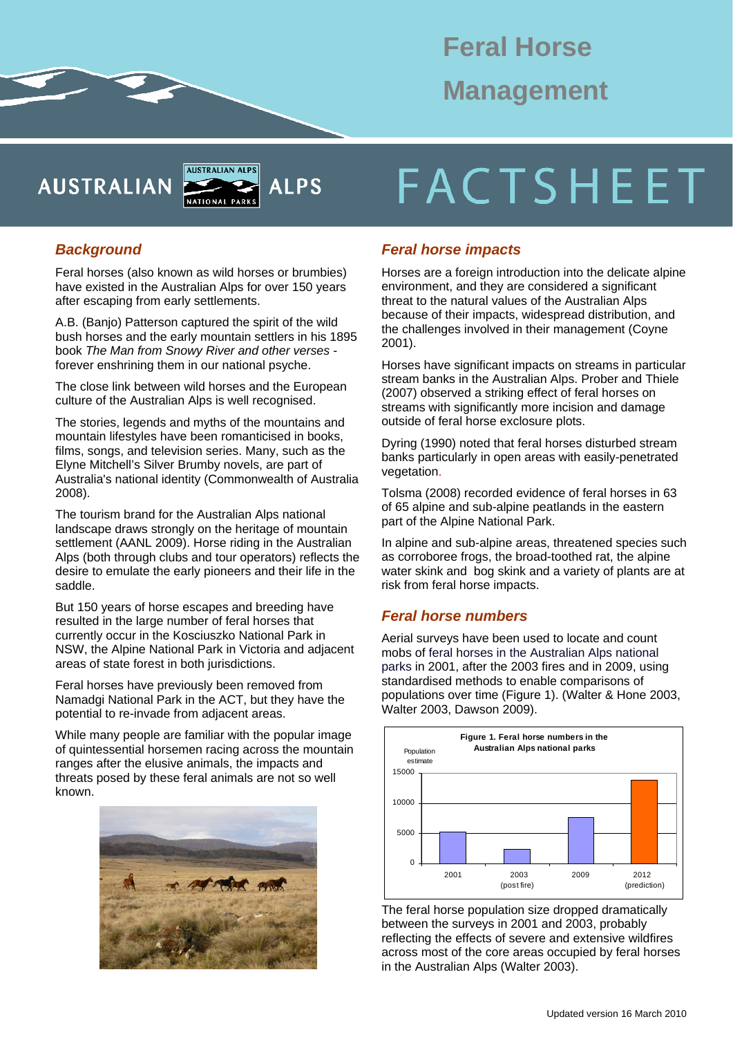# Feral Horse Management

AUSTRALIAN ALPS — FACTSHEET

## Background

Feral horses (also known as wild horses or brumbies) have existed in the Australian Alps for over 150 years after escaping from early settlements.

A.B. (Banjo) Patterson captured the spirit of the wild bush horses and the early mountain settlers in his 1895 book *The Man from Snowy River and other verses* - forever enshrining them in our national psyche.

The close link between wild horses and the European culture of the Australian Alps is well recognised.

The stories, legends and myths of the mountains and mountain lifestyles have been romanticised in books, films, songs, and television series. Many, such as the Elyne Mitchell's Silver Brumby novels, are part of Australia's national identity (Commonwealth of Australia 2008).

The tourism brand for the Australian Alps national landscape draws strongly on the heritage of mountain settlement (AANL 2009). Horse riding in the Australian Alps (both through clubs and tour operators) reflects the desire to emulate the early pioneers and their life in the saddle.

But 150 years of horse escapes and breeding have resulted in the large number of feral horses that currently occur in the Kosciuszko National Park in NSW, the Alpine National Park in Victoria and adjacent areas of state forest in both jurisdictions.

Feral horses have previously been removed from Namadgi National Park in the ACT, but they have the potential to re-invade from adjacent areas.

While many people are familiar with the popular image of quintessential horsemen racing across the mountain ranges after the elusive animals, the impacts and threats posed by these feral animals are not so well known.

## Feral horse impacts

Horses are a foreign introduction into the delicate alpine environment, and they are considered a significant threat to the natural values of the Australian Alps because of their impacts, widespread distribution, and the challenges involved in their management (Coyne 2001).

Horses have significant impacts on streams in particular stream banks in the Australian Alps. Prober and Thiele (2007) observed a striking effect of feral horses on streams with significantly more incision and damage outside of feral horse exclosure plots.

Dyring (1990) noted that feral horses disturbed stream banks particularly in open areas with easily-penetrated vegetation.

Tolsma (2008) recorded evidence of feral horses in 63 of 65 alpine and sub-alpine peatlands in the eastern part of the Alpine National Park.

In alpine and sub-alpine areas, threatened species such as corroboree frogs, the broad-toothed rat, the alpine water skink and bog skink and a variety of plants are at risk from feral horse impacts.

## Feral horse numbers

Aerial surveys have been used to locate and count mobs of feral horses in the Australian Alps national parks in 2001, after the 2003 fires and in 2009, using standardised methods to enable comparisons of populations over time (Figure 1). (Walter & Hone 2003, Walter 2003, Dawson 2009).

**Figure 1. Feral horse numbers in the Australian Alps national parks**

| Year | Population estimate (approx.) |
|---|---|
| 2001 | ~5300 |
| 2003 (post fire) | ~2400 |
| 2009 | ~7600 |
| 2012 (prediction) | ~13600 |

The feral horse population size dropped dramatically between the surveys in 2001 and 2003, probably reflecting the effects of severe and extensive wildfires across most of the core areas occupied by feral horses in the Australian Alps (Walter 2003).

Updated version 16 March 2010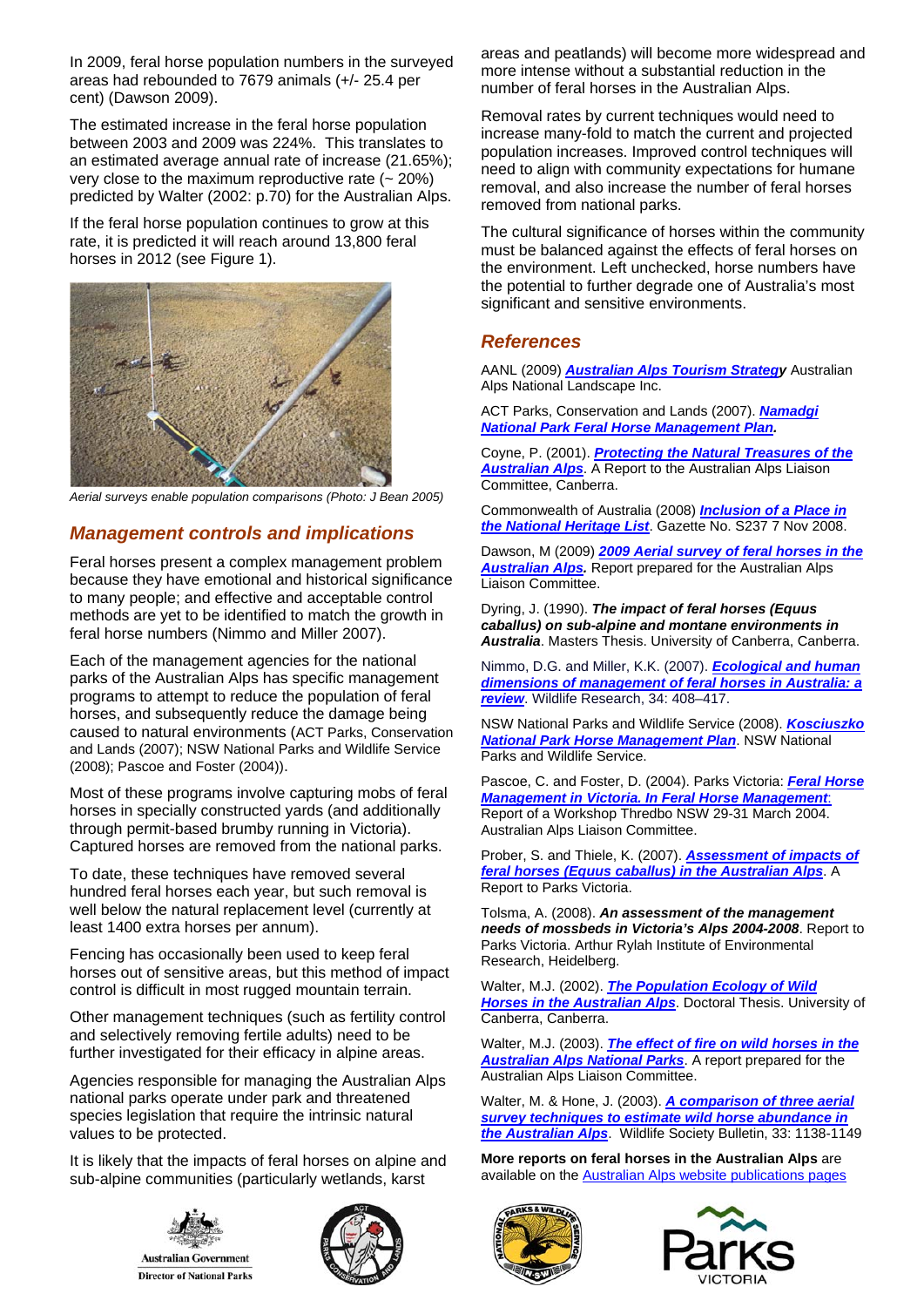In 2009, feral horse population numbers in the surveyed areas had rebounded to 7679 animals (+/- 25.4 per cent) (Dawson 2009).

The estimated increase in the feral horse population between 2003 and 2009 was 224%. This translates to an estimated average annual rate of increase (21.65%); very close to the maximum reproductive rate (~ 20%) predicted by Walter (2002: p.70) for the Australian Alps.

If the feral horse population continues to grow at this rate, it is predicted it will reach around 13,800 feral horses in 2012 (see Figure 1).

*Aerial surveys enable population comparisons (Photo: J Bean 2005)*

## Management controls and implications

Feral horses present a complex management problem because they have emotional and historical significance to many people; and effective and acceptable control methods are yet to be identified to match the growth in feral horse numbers (Nimmo and Miller 2007).

Each of the management agencies for the national parks of the Australian Alps has specific management programs to attempt to reduce the population of feral horses, and subsequently reduce the damage being caused to natural environments (ACT Parks, Conservation and Lands (2007); NSW National Parks and Wildlife Service (2008); Pascoe and Foster (2004)).

Most of these programs involve capturing mobs of feral horses in specially constructed yards (and additionally through permit-based brumby running in Victoria). Captured horses are removed from the national parks.

To date, these techniques have removed several hundred feral horses each year, but such removal is well below the natural replacement level (currently at least 1400 extra horses per annum).

Fencing has occasionally been used to keep feral horses out of sensitive areas, but this method of impact control is difficult in most rugged mountain terrain.

Other management techniques (such as fertility control and selectively removing fertile adults) need to be further investigated for their efficacy in alpine areas.

Agencies responsible for managing the Australian Alps national parks operate under park and threatened species legislation that require the intrinsic natural values to be protected.

It is likely that the impacts of feral horses on alpine and sub-alpine communities (particularly wetlands, karst areas and peatlands) will become more widespread and more intense without a substantial reduction in the number of feral horses in the Australian Alps.

Removal rates by current techniques would need to increase many-fold to match the current and projected population increases. Improved control techniques will need to align with community expectations for humane removal, and also increase the number of feral horses removed from national parks.

The cultural significance of horses within the community must be balanced against the effects of feral horses on the environment. Left unchecked, horse numbers have the potential to further degrade one of Australia's most significant and sensitive environments.

## References

AANL (2009) ***Australian Alps Tourism Strategy*** Australian Alps National Landscape Inc.

ACT Parks, Conservation and Lands (2007). ***Namadgi National Park Feral Horse Management Plan.***

Coyne, P. (2001). ***Protecting the Natural Treasures of the Australian Alps***. A Report to the Australian Alps Liaison Committee, Canberra.

Commonwealth of Australia (2008) ***Inclusion of a Place in the National Heritage List***. Gazette No. S237 7 Nov 2008.

Dawson, M (2009) ***2009 Aerial survey of feral horses in the Australian Alps.*** Report prepared for the Australian Alps Liaison Committee.

Dyring, J. (1990). ***The impact of feral horses (Equus caballus) on sub-alpine and montane environments in Australia***. Masters Thesis. University of Canberra, Canberra.

Nimmo, D.G. and Miller, K.K. (2007). ***Ecological and human dimensions of management of feral horses in Australia: a review***. Wildlife Research, 34: 408–417.

NSW National Parks and Wildlife Service (2008). ***Kosciuszko National Park Horse Management Plan***. NSW National Parks and Wildlife Service.

Pascoe, C. and Foster, D. (2004). Parks Victoria: ***Feral Horse Management in Victoria. In Feral Horse Management***: Report of a Workshop Thredbo NSW 29-31 March 2004. Australian Alps Liaison Committee.

Prober, S. and Thiele, K. (2007). ***Assessment of impacts of feral horses (Equus caballus) in the Australian Alps***. A Report to Parks Victoria.

Tolsma, A. (2008). ***An assessment of the management needs of mossbeds in Victoria's Alps 2004-2008***. Report to Parks Victoria. Arthur Rylah Institute of Environmental Research, Heidelberg.

Walter, M.J. (2002). ***The Population Ecology of Wild Horses in the Australian Alps***. Doctoral Thesis. University of Canberra, Canberra.

Walter, M.J. (2003). ***The effect of fire on wild horses in the Australian Alps National Parks***. A report prepared for the Australian Alps Liaison Committee.

Walter, M. & Hone, J. (2003). ***A comparison of three aerial survey techniques to estimate wild horse abundance in the Australian Alps***. Wildlife Society Bulletin, 33: 1138-1149

**More reports on feral horses in the Australian Alps** are available on the Australian Alps website publications pages

Australian Government
Director of National Parks